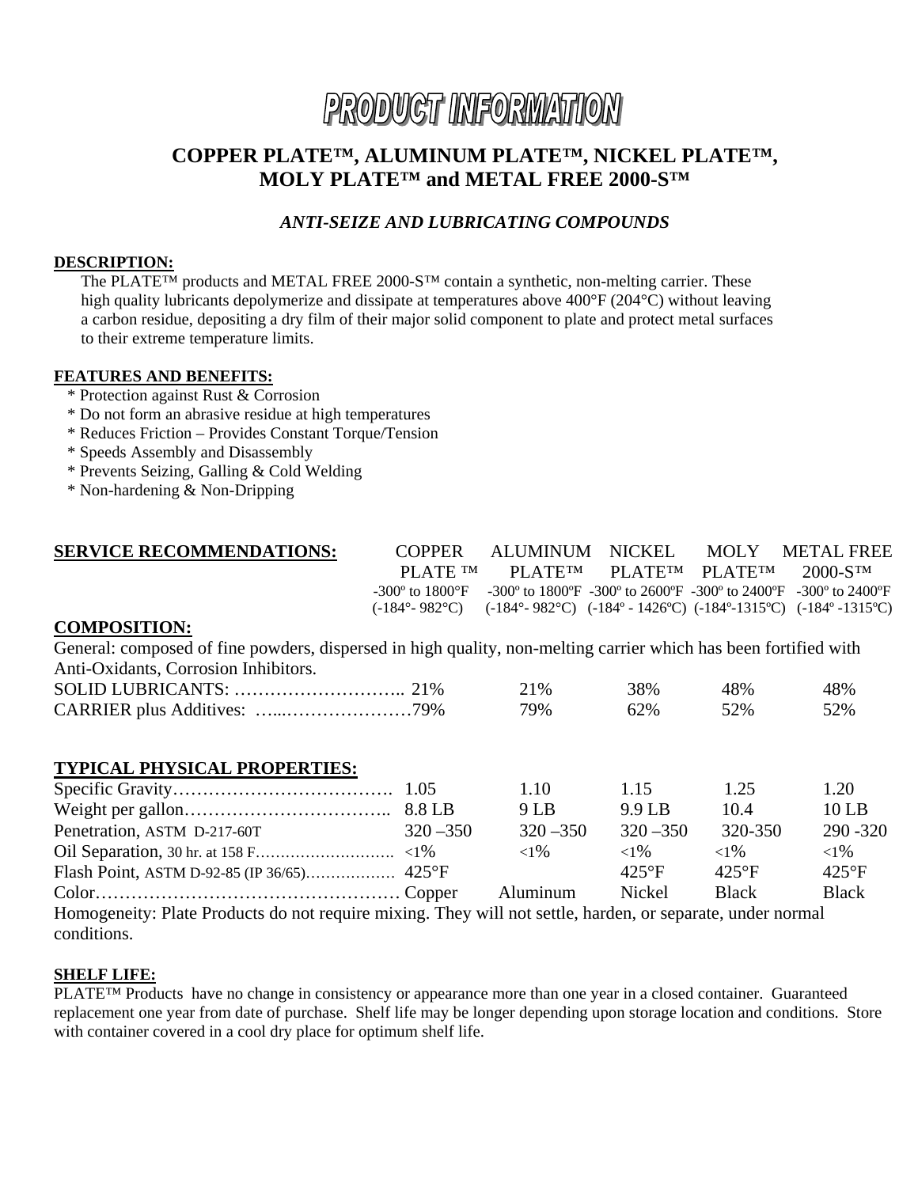# PRODUCT INFORMATION

## COPPER PLATE™, ALUMINUM PLATE™, NICKEL PLATE™, MOLY PLATE™ and METAL FREE 2000-S™

### *ANTI-SEIZE AND LUBRICATING COMPOUNDS*

**DESCRIPTION:**

The PLATE™ products and METAL FREE 2000-S™ contain a synthetic, non-melting carrier. These high quality lubricants depolymerize and dissipate at temperatures above 400°F (204°C) without leaving a carbon residue, depositing a dry film of their major solid component to plate and protect metal surfaces to their extreme temperature limits.

**FEATURES AND BENEFITS:**

- * Protection against Rust & Corrosion
- * Do not form an abrasive residue at high temperatures
- * Reduces Friction – Provides Constant Torque/Tension
- * Speeds Assembly and Disassembly
- * Prevents Seizing, Galling & Cold Welding
- * Non-hardening & Non-Dripping

| **SERVICE RECOMMENDATIONS:** | COPPER PLATE ™ | ALUMINUM PLATE™ | NICKEL PLATE™ | MOLY PLATE™ | METAL FREE 2000-S™ |
|---|---|---|---|---|---|
| | -300º to 1800°F (-184°- 982°C) | -300º to 1800ºF (-184°- 982°C) | -300º to 2600ºF (-184º - 1426ºC) | -300º to 2400ºF (-184º-1315ºC) | -300º to 2400ºF (-184º -1315ºC) |

**COMPOSITION:**

General: composed of fine powders, dispersed in high quality, non-melting carrier which has been fortified with Anti-Oxidants, Corrosion Inhibitors.

| | COPPER PLATE | ALUMINUM PLATE | NICKEL PLATE | MOLY PLATE | METAL FREE 2000-S |
|---|---|---|---|---|---|
| SOLID LUBRICANTS | 21% | 21% | 38% | 48% | 48% |
| CARRIER plus Additives | 79% | 79% | 62% | 52% | 52% |

**TYPICAL PHYSICAL PROPERTIES:**

| | COPPER PLATE | ALUMINUM PLATE | NICKEL PLATE | MOLY PLATE | METAL FREE 2000-S |
|---|---|---|---|---|---|
| Specific Gravity | 1.05 | 1.10 | 1.15 | 1.25 | 1.20 |
| Weight per gallon | 8.8 LB | 9 LB | 9.9 LB | 10.4 | 10 LB |
| Penetration, ASTM D-217-60T | 320 –350 | 320 –350 | 320 –350 | 320-350 | 290 -320 |
| Oil Separation, 30 hr. at 158 F | <1% | <1% | <1% | <1% | <1% |
| Flash Point, ASTM D-92-85 (IP 36/65) | 425°F | | 425°F | 425°F | 425°F |
| Color | Copper | Aluminum | Nickel | Black | Black |

Homogeneity: Plate Products do not require mixing. They will not settle, harden, or separate, under normal conditions.

**SHELF LIFE:**

PLATE™ Products have no change in consistency or appearance more than one year in a closed container. Guaranteed replacement one year from date of purchase. Shelf life may be longer depending upon storage location and conditions. Store with container covered in a cool dry place for optimum shelf life.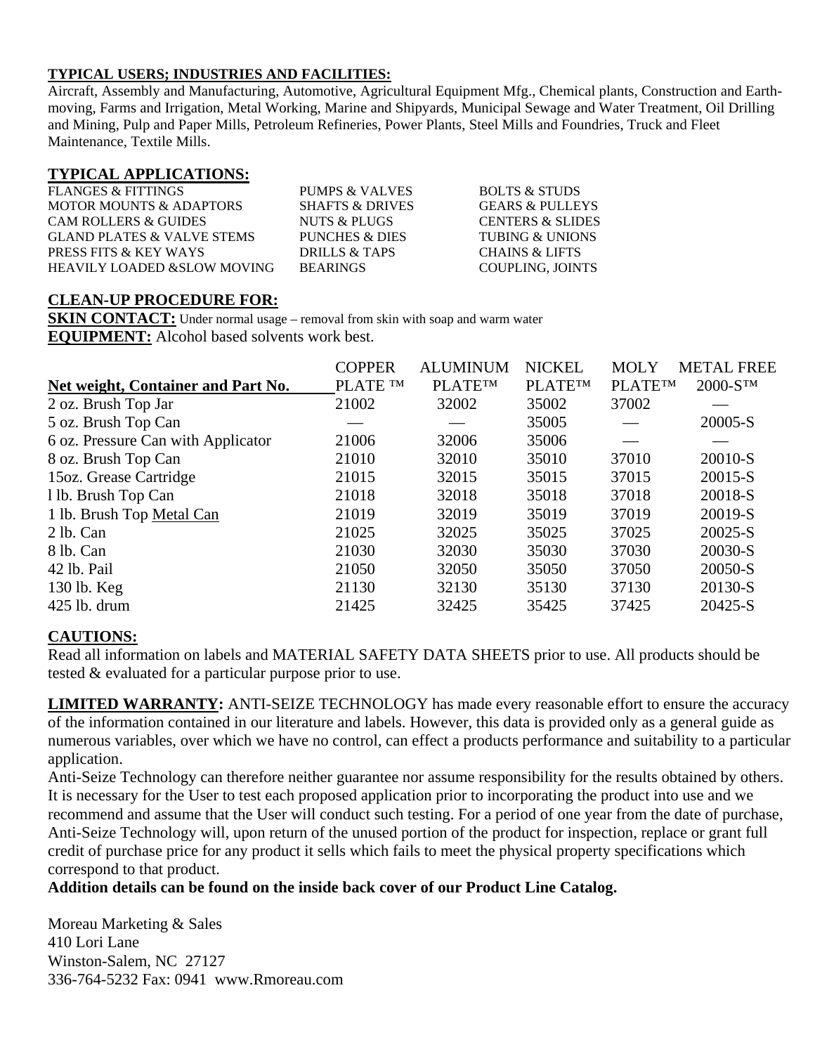**TYPICAL USERS; INDUSTRIES AND FACILITIES:**

Aircraft, Assembly and Manufacturing, Automotive, Agricultural Equipment Mfg., Chemical plants, Construction and Earth-moving, Farms and Irrigation, Metal Working, Marine and Shipyards, Municipal Sewage and Water Treatment, Oil Drilling and Mining, Pulp and Paper Mills, Petroleum Refineries, Power Plants, Steel Mills and Foundries, Truck and Fleet Maintenance, Textile Mills.

## TYPICAL APPLICATIONS:

| | | |
|---|---|---|
| FLANGES & FITTINGS | PUMPS & VALVES | BOLTS & STUDS |
| MOTOR MOUNTS & ADAPTORS | SHAFTS & DRIVES | GEARS & PULLEYS |
| CAM ROLLERS & GUIDES | NUTS & PLUGS | CENTERS & SLIDES |
| GLAND PLATES & VALVE STEMS | PUNCHES & DIES | TUBING & UNIONS |
| PRESS FITS & KEY WAYS | DRILLS & TAPS | CHAINS & LIFTS |
| HEAVILY LOADED &SLOW MOVING | BEARINGS | COUPLING, JOINTS |

## CLEAN-UP PROCEDURE FOR:

**SKIN CONTACT:** Under normal usage – removal from skin with soap and warm water

**EQUIPMENT:** Alcohol based solvents work best.

| Net weight, Container and Part No. | COPPER PLATE ™ | ALUMINUM PLATE™ | NICKEL PLATE™ | MOLY PLATE™ | METAL FREE 2000-S™ |
|---|---|---|---|---|---|
| 2 oz. Brush Top Jar | 21002 | 32002 | 35002 | 37002 | — |
| 5 oz. Brush Top Can | — | — | 35005 | — | 20005-S |
| 6 oz. Pressure Can with Applicator | 21006 | 32006 | 35006 | — | — |
| 8 oz. Brush Top Can | 21010 | 32010 | 35010 | 37010 | 20010-S |
| 15oz. Grease Cartridge | 21015 | 32015 | 35015 | 37015 | 20015-S |
| l lb. Brush Top Can | 21018 | 32018 | 35018 | 37018 | 20018-S |
| 1 lb. Brush Top Metal Can | 21019 | 32019 | 35019 | 37019 | 20019-S |
| 2 lb. Can | 21025 | 32025 | 35025 | 37025 | 20025-S |
| 8 lb. Can | 21030 | 32030 | 35030 | 37030 | 20030-S |
| 42 lb. Pail | 21050 | 32050 | 35050 | 37050 | 20050-S |
| 130 lb. Keg | 21130 | 32130 | 35130 | 37130 | 20130-S |
| 425 lb. drum | 21425 | 32425 | 35425 | 37425 | 20425-S |

## CAUTIONS:

Read all information on labels and MATERIAL SAFETY DATA SHEETS prior to use. All products should be tested & evaluated for a particular purpose prior to use.

**LIMITED WARRANTY:** ANTI-SEIZE TECHNOLOGY has made every reasonable effort to ensure the accuracy of the information contained in our literature and labels. However, this data is provided only as a general guide as numerous variables, over which we have no control, can effect a products performance and suitability to a particular application.

Anti-Seize Technology can therefore neither guarantee nor assume responsibility for the results obtained by others. It is necessary for the User to test each proposed application prior to incorporating the product into use and we recommend and assume that the User will conduct such testing. For a period of one year from the date of purchase, Anti-Seize Technology will, upon return of the unused portion of the product for inspection, replace or grant full credit of purchase price for any product it sells which fails to meet the physical property specifications which correspond to that product.

**Addition details can be found on the inside back cover of our Product Line Catalog.**

Moreau Marketing & Sales
410 Lori Lane
Winston-Salem, NC 27127
336-764-5232 Fax: 0941 www.Rmoreau.com